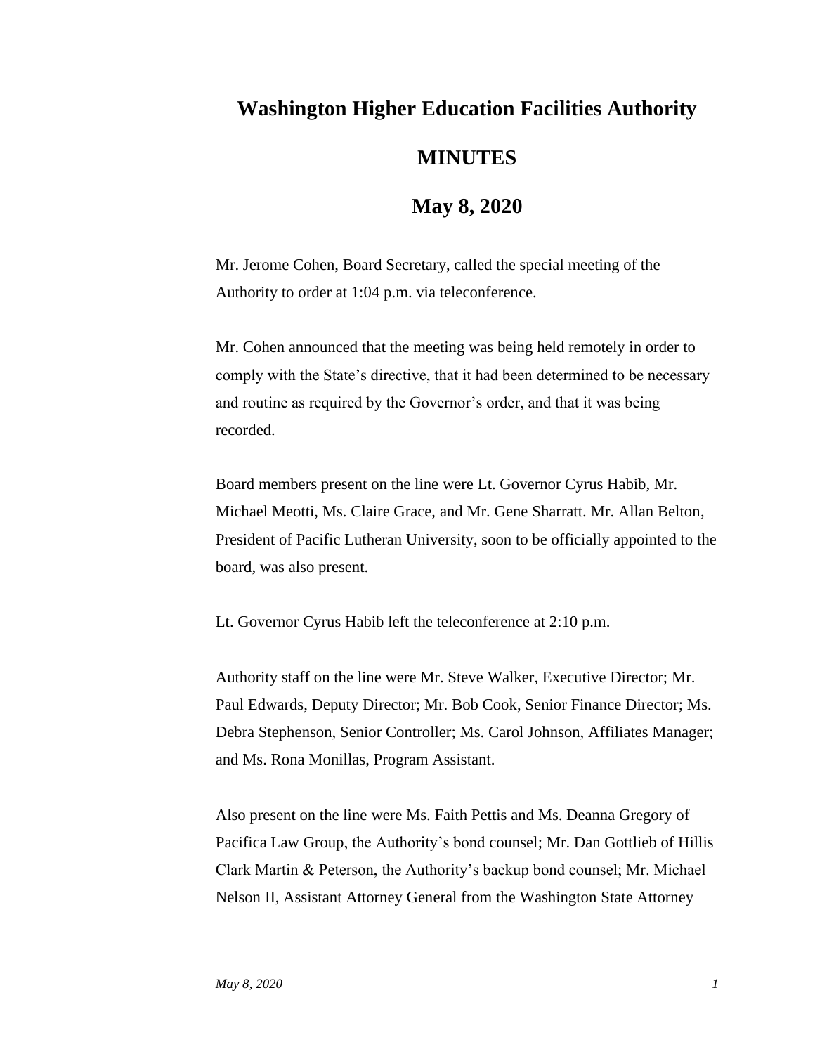# Washington Higher Education Facilities Authority

## MINUTES

## May 8, 2020

Mr. Jerome Cohen, Board Secretary, called the special meeting of the Authority to order at 1:04 p.m. via teleconference.

Mr. Cohen announced that the meeting was being held remotely in order to comply with the State's directive, that it had been determined to be necessary and routine as required by the Governor's order, and that it was being recorded.

Board members present on the line were Lt. Governor Cyrus Habib, Mr. Michael Meotti, Ms. Claire Grace, and Mr. Gene Sharratt. Mr. Allan Belton, President of Pacific Lutheran University, soon to be officially appointed to the board, was also present.

Lt. Governor Cyrus Habib left the teleconference at 2:10 p.m.

Authority staff on the line were Mr. Steve Walker, Executive Director; Mr. Paul Edwards, Deputy Director; Mr. Bob Cook, Senior Finance Director; Ms. Debra Stephenson, Senior Controller; Ms. Carol Johnson, Affiliates Manager; and Ms. Rona Monillas, Program Assistant.

Also present on the line were Ms. Faith Pettis and Ms. Deanna Gregory of Pacifica Law Group, the Authority's bond counsel; Mr. Dan Gottlieb of Hillis Clark Martin & Peterson, the Authority's backup bond counsel; Mr. Michael Nelson II, Assistant Attorney General from the Washington State Attorney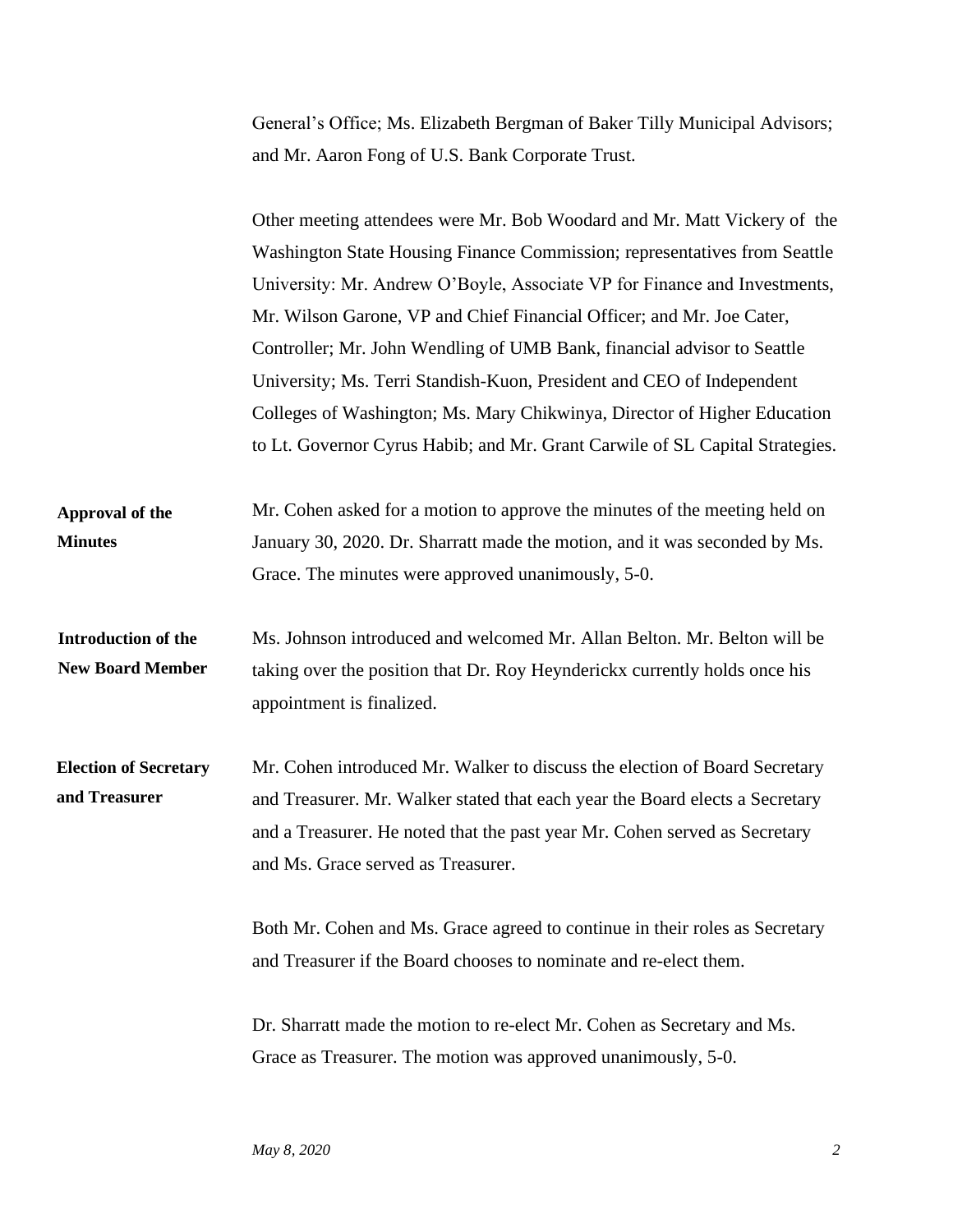General's Office; Ms. Elizabeth Bergman of Baker Tilly Municipal Advisors; and Mr. Aaron Fong of U.S. Bank Corporate Trust.

Other meeting attendees were Mr. Bob Woodard and Mr. Matt Vickery of the Washington State Housing Finance Commission; representatives from Seattle University: Mr. Andrew O'Boyle, Associate VP for Finance and Investments, Mr. Wilson Garone, VP and Chief Financial Officer; and Mr. Joe Cater, Controller; Mr. John Wendling of UMB Bank, financial advisor to Seattle University; Ms. Terri Standish-Kuon, President and CEO of Independent Colleges of Washington; Ms. Mary Chikwinya, Director of Higher Education to Lt. Governor Cyrus Habib; and Mr. Grant Carwile of SL Capital Strategies.

**Approval of the Minutes**

Mr. Cohen asked for a motion to approve the minutes of the meeting held on January 30, 2020. Dr. Sharratt made the motion, and it was seconded by Ms. Grace. The minutes were approved unanimously, 5-0.

**Introduction of the New Board Member**

Ms. Johnson introduced and welcomed Mr. Allan Belton. Mr. Belton will be taking over the position that Dr. Roy Heynderickx currently holds once his appointment is finalized.

**Election of Secretary and Treasurer**

Mr. Cohen introduced Mr. Walker to discuss the election of Board Secretary and Treasurer. Mr. Walker stated that each year the Board elects a Secretary and a Treasurer. He noted that the past year Mr. Cohen served as Secretary and Ms. Grace served as Treasurer.

Both Mr. Cohen and Ms. Grace agreed to continue in their roles as Secretary and Treasurer if the Board chooses to nominate and re-elect them.

Dr. Sharratt made the motion to re-elect Mr. Cohen as Secretary and Ms. Grace as Treasurer. The motion was approved unanimously, 5-0.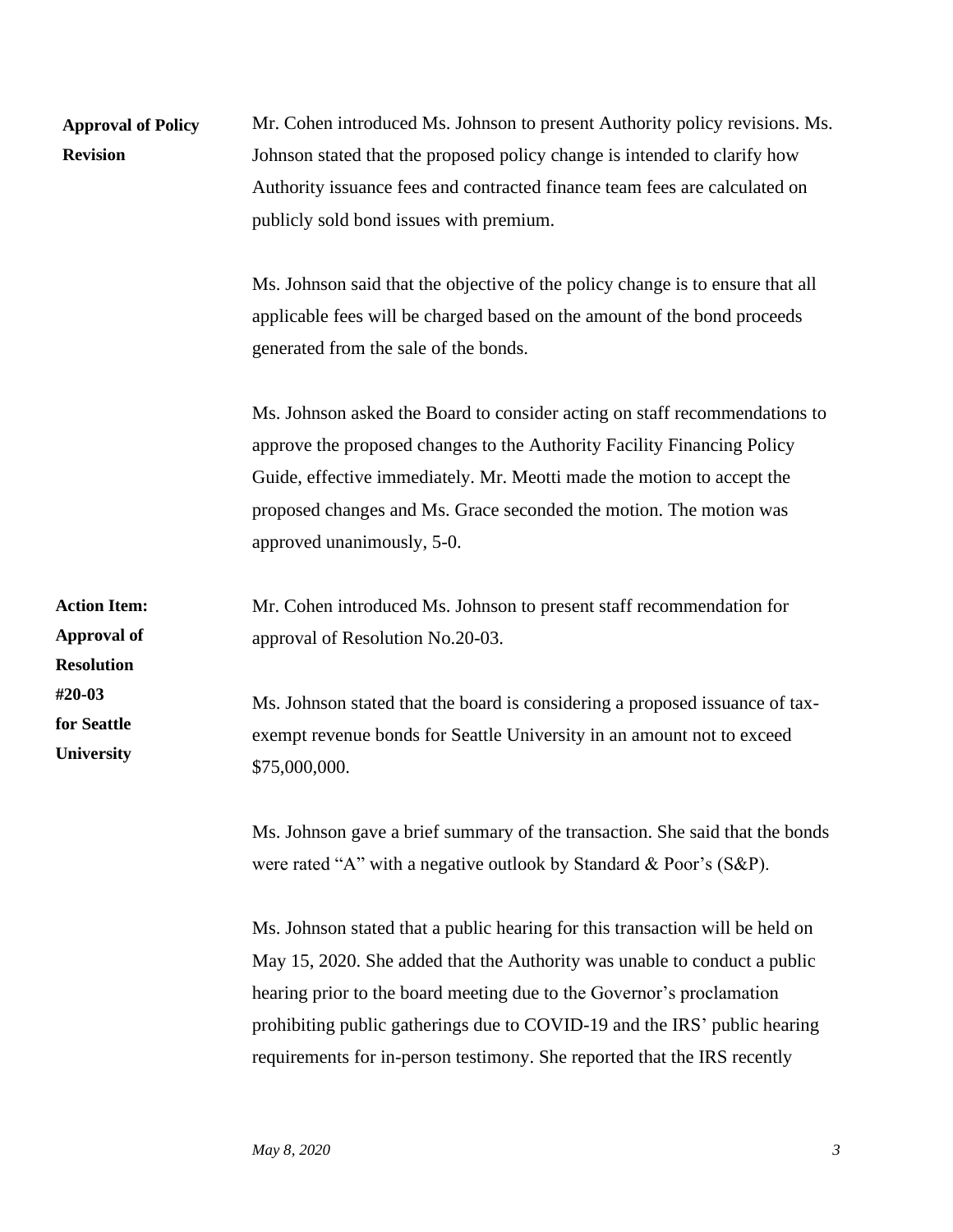**Approval of Policy Revision**

Mr. Cohen introduced Ms. Johnson to present Authority policy revisions. Ms. Johnson stated that the proposed policy change is intended to clarify how Authority issuance fees and contracted finance team fees are calculated on publicly sold bond issues with premium.

Ms. Johnson said that the objective of the policy change is to ensure that all applicable fees will be charged based on the amount of the bond proceeds generated from the sale of the bonds.

Ms. Johnson asked the Board to consider acting on staff recommendations to approve the proposed changes to the Authority Facility Financing Policy Guide, effective immediately. Mr. Meotti made the motion to accept the proposed changes and Ms. Grace seconded the motion. The motion was approved unanimously, 5-0.

**Action Item: Approval of Resolution #20-03 for Seattle University**

Mr. Cohen introduced Ms. Johnson to present staff recommendation for approval of Resolution No.20-03.

Ms. Johnson stated that the board is considering a proposed issuance of tax-exempt revenue bonds for Seattle University in an amount not to exceed $75,000,000.

Ms. Johnson gave a brief summary of the transaction. She said that the bonds were rated "A" with a negative outlook by Standard & Poor's (S&P).

Ms. Johnson stated that a public hearing for this transaction will be held on May 15, 2020. She added that the Authority was unable to conduct a public hearing prior to the board meeting due to the Governor's proclamation prohibiting public gatherings due to COVID-19 and the IRS' public hearing requirements for in-person testimony. She reported that the IRS recently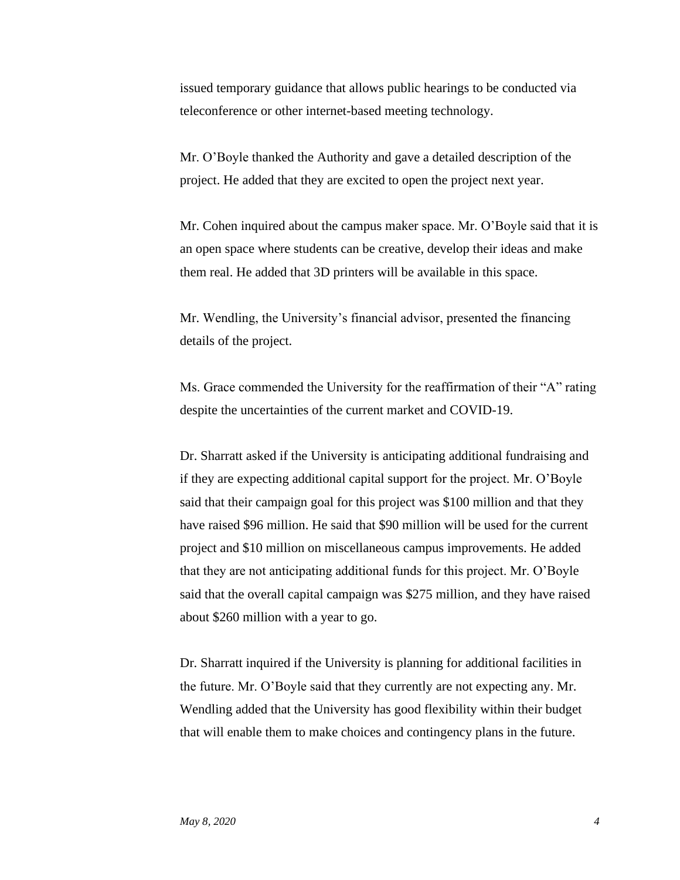issued temporary guidance that allows public hearings to be conducted via teleconference or other internet-based meeting technology.

Mr. O'Boyle thanked the Authority and gave a detailed description of the project. He added that they are excited to open the project next year.

Mr. Cohen inquired about the campus maker space. Mr. O'Boyle said that it is an open space where students can be creative, develop their ideas and make them real. He added that 3D printers will be available in this space.

Mr. Wendling, the University's financial advisor, presented the financing details of the project.

Ms. Grace commended the University for the reaffirmation of their "A" rating despite the uncertainties of the current market and COVID-19.

Dr. Sharratt asked if the University is anticipating additional fundraising and if they are expecting additional capital support for the project. Mr. O'Boyle said that their campaign goal for this project was $100 million and that they have raised $96 million. He said that $90 million will be used for the current project and $10 million on miscellaneous campus improvements. He added that they are not anticipating additional funds for this project. Mr. O'Boyle said that the overall capital campaign was $275 million, and they have raised about $260 million with a year to go.

Dr. Sharratt inquired if the University is planning for additional facilities in the future. Mr. O'Boyle said that they currently are not expecting any. Mr. Wendling added that the University has good flexibility within their budget that will enable them to make choices and contingency plans in the future.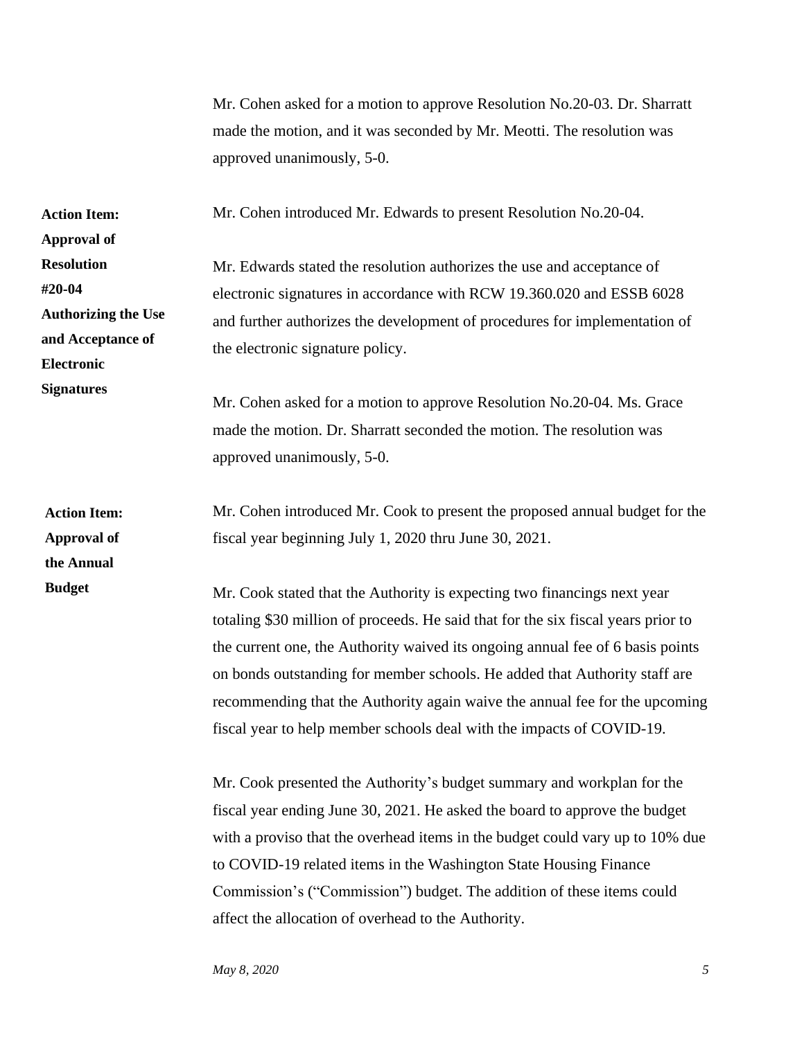Mr. Cohen asked for a motion to approve Resolution No.20-03. Dr. Sharratt made the motion, and it was seconded by Mr. Meotti. The resolution was approved unanimously, 5-0.

**Action Item: Approval of Resolution #20-04 Authorizing the Use and Acceptance of Electronic Signatures**

Mr. Cohen introduced Mr. Edwards to present Resolution No.20-04.

Mr. Edwards stated the resolution authorizes the use and acceptance of electronic signatures in accordance with RCW 19.360.020 and ESSB 6028 and further authorizes the development of procedures for implementation of the electronic signature policy.

Mr. Cohen asked for a motion to approve Resolution No.20-04. Ms. Grace made the motion. Dr. Sharratt seconded the motion. The resolution was approved unanimously, 5-0.

**Action Item: Approval of the Annual Budget**

Mr. Cohen introduced Mr. Cook to present the proposed annual budget for the fiscal year beginning July 1, 2020 thru June 30, 2021.

Mr. Cook stated that the Authority is expecting two financings next year totaling $30 million of proceeds. He said that for the six fiscal years prior to the current one, the Authority waived its ongoing annual fee of 6 basis points on bonds outstanding for member schools. He added that Authority staff are recommending that the Authority again waive the annual fee for the upcoming fiscal year to help member schools deal with the impacts of COVID-19.

Mr. Cook presented the Authority's budget summary and workplan for the fiscal year ending June 30, 2021. He asked the board to approve the budget with a proviso that the overhead items in the budget could vary up to 10% due to COVID-19 related items in the Washington State Housing Finance Commission's ("Commission") budget. The addition of these items could affect the allocation of overhead to the Authority.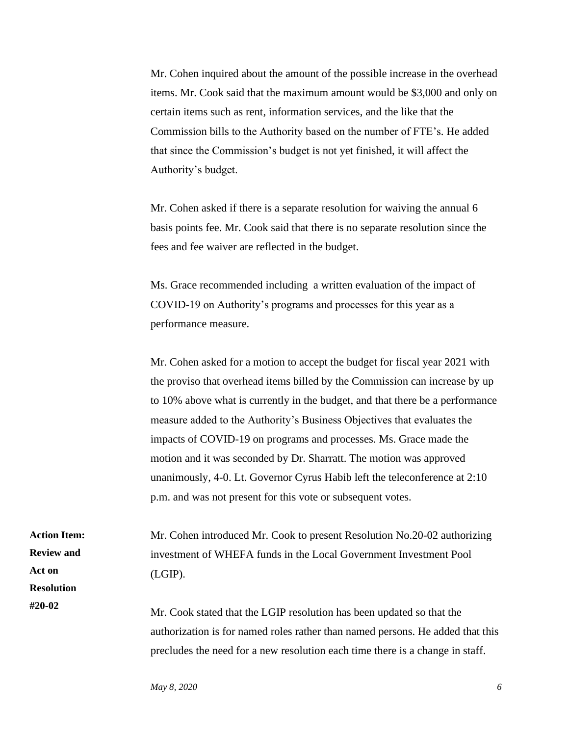Mr. Cohen inquired about the amount of the possible increase in the overhead items. Mr. Cook said that the maximum amount would be $3,000 and only on certain items such as rent, information services, and the like that the Commission bills to the Authority based on the number of FTE's. He added that since the Commission's budget is not yet finished, it will affect the Authority's budget.

Mr. Cohen asked if there is a separate resolution for waiving the annual 6 basis points fee. Mr. Cook said that there is no separate resolution since the fees and fee waiver are reflected in the budget.

Ms. Grace recommended including a written evaluation of the impact of COVID-19 on Authority's programs and processes for this year as a performance measure.

Mr. Cohen asked for a motion to accept the budget for fiscal year 2021 with the proviso that overhead items billed by the Commission can increase by up to 10% above what is currently in the budget, and that there be a performance measure added to the Authority's Business Objectives that evaluates the impacts of COVID-19 on programs and processes. Ms. Grace made the motion and it was seconded by Dr. Sharratt. The motion was approved unanimously, 4-0. Lt. Governor Cyrus Habib left the teleconference at 2:10 p.m. and was not present for this vote or subsequent votes.

**Action Item: Review and Act on Resolution #20-02**

Mr. Cohen introduced Mr. Cook to present Resolution No.20-02 authorizing investment of WHEFA funds in the Local Government Investment Pool (LGIP).

Mr. Cook stated that the LGIP resolution has been updated so that the authorization is for named roles rather than named persons. He added that this precludes the need for a new resolution each time there is a change in staff.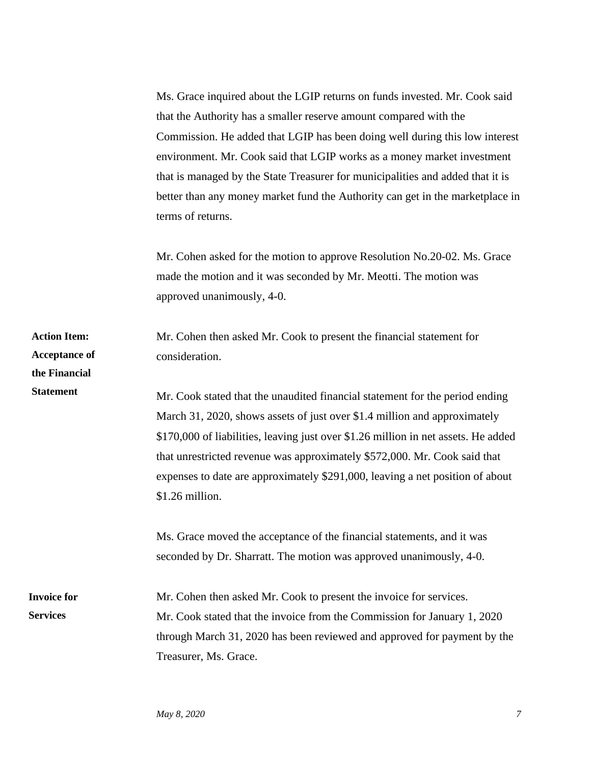Ms. Grace inquired about the LGIP returns on funds invested. Mr. Cook said that the Authority has a smaller reserve amount compared with the Commission. He added that LGIP has been doing well during this low interest environment. Mr. Cook said that LGIP works as a money market investment that is managed by the State Treasurer for municipalities and added that it is better than any money market fund the Authority can get in the marketplace in terms of returns.

Mr. Cohen asked for the motion to approve Resolution No.20-02. Ms. Grace made the motion and it was seconded by Mr. Meotti. The motion was approved unanimously, 4-0.

**Action Item: Acceptance of the Financial Statement**

Mr. Cohen then asked Mr. Cook to present the financial statement for consideration.

Mr. Cook stated that the unaudited financial statement for the period ending March 31, 2020, shows assets of just over $1.4 million and approximately $170,000 of liabilities, leaving just over $1.26 million in net assets. He added that unrestricted revenue was approximately $572,000. Mr. Cook said that expenses to date are approximately $291,000, leaving a net position of about $1.26 million.

Ms. Grace moved the acceptance of the financial statements, and it was seconded by Dr. Sharratt. The motion was approved unanimously, 4-0.

**Invoice for Services**

Mr. Cohen then asked Mr. Cook to present the invoice for services. Mr. Cook stated that the invoice from the Commission for January 1, 2020 through March 31, 2020 has been reviewed and approved for payment by the Treasurer, Ms. Grace.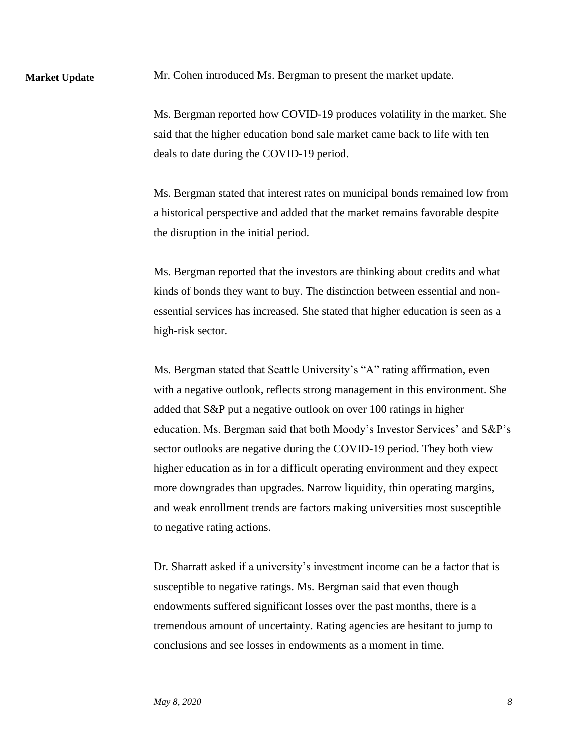**Market Update**

Mr. Cohen introduced Ms. Bergman to present the market update.

Ms. Bergman reported how COVID-19 produces volatility in the market. She said that the higher education bond sale market came back to life with ten deals to date during the COVID-19 period.

Ms. Bergman stated that interest rates on municipal bonds remained low from a historical perspective and added that the market remains favorable despite the disruption in the initial period.

Ms. Bergman reported that the investors are thinking about credits and what kinds of bonds they want to buy. The distinction between essential and non-essential services has increased. She stated that higher education is seen as a high-risk sector.

Ms. Bergman stated that Seattle University's "A" rating affirmation, even with a negative outlook, reflects strong management in this environment. She added that S&P put a negative outlook on over 100 ratings in higher education. Ms. Bergman said that both Moody's Investor Services' and S&P's sector outlooks are negative during the COVID-19 period. They both view higher education as in for a difficult operating environment and they expect more downgrades than upgrades. Narrow liquidity, thin operating margins, and weak enrollment trends are factors making universities most susceptible to negative rating actions.

Dr. Sharratt asked if a university's investment income can be a factor that is susceptible to negative ratings. Ms. Bergman said that even though endowments suffered significant losses over the past months, there is a tremendous amount of uncertainty. Rating agencies are hesitant to jump to conclusions and see losses in endowments as a moment in time.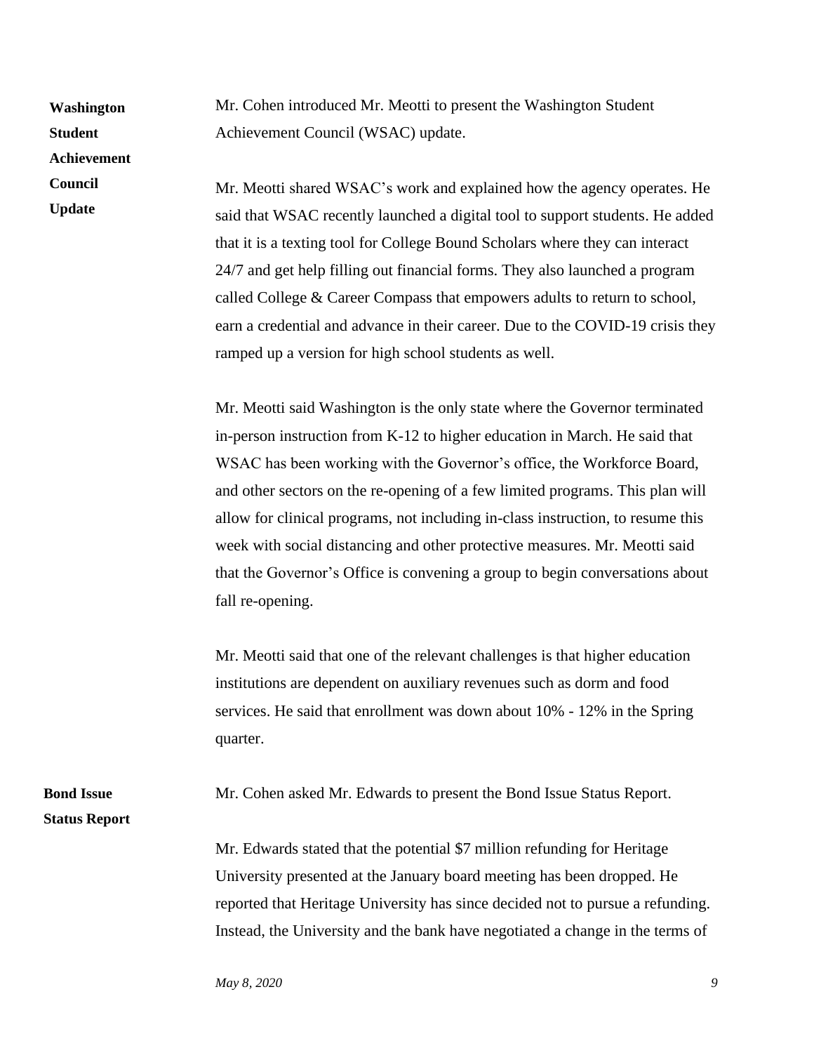**Washington Student Achievement Council Update**

Mr. Cohen introduced Mr. Meotti to present the Washington Student Achievement Council (WSAC) update.

Mr. Meotti shared WSAC's work and explained how the agency operates. He said that WSAC recently launched a digital tool to support students. He added that it is a texting tool for College Bound Scholars where they can interact 24/7 and get help filling out financial forms. They also launched a program called College & Career Compass that empowers adults to return to school, earn a credential and advance in their career. Due to the COVID-19 crisis they ramped up a version for high school students as well.

Mr. Meotti said Washington is the only state where the Governor terminated in-person instruction from K-12 to higher education in March. He said that WSAC has been working with the Governor's office, the Workforce Board, and other sectors on the re-opening of a few limited programs. This plan will allow for clinical programs, not including in-class instruction, to resume this week with social distancing and other protective measures. Mr. Meotti said that the Governor's Office is convening a group to begin conversations about fall re-opening.

Mr. Meotti said that one of the relevant challenges is that higher education institutions are dependent on auxiliary revenues such as dorm and food services. He said that enrollment was down about 10% - 12% in the Spring quarter.

**Bond Issue Status Report**

Mr. Cohen asked Mr. Edwards to present the Bond Issue Status Report.

Mr. Edwards stated that the potential $7 million refunding for Heritage University presented at the January board meeting has been dropped. He reported that Heritage University has since decided not to pursue a refunding. Instead, the University and the bank have negotiated a change in the terms of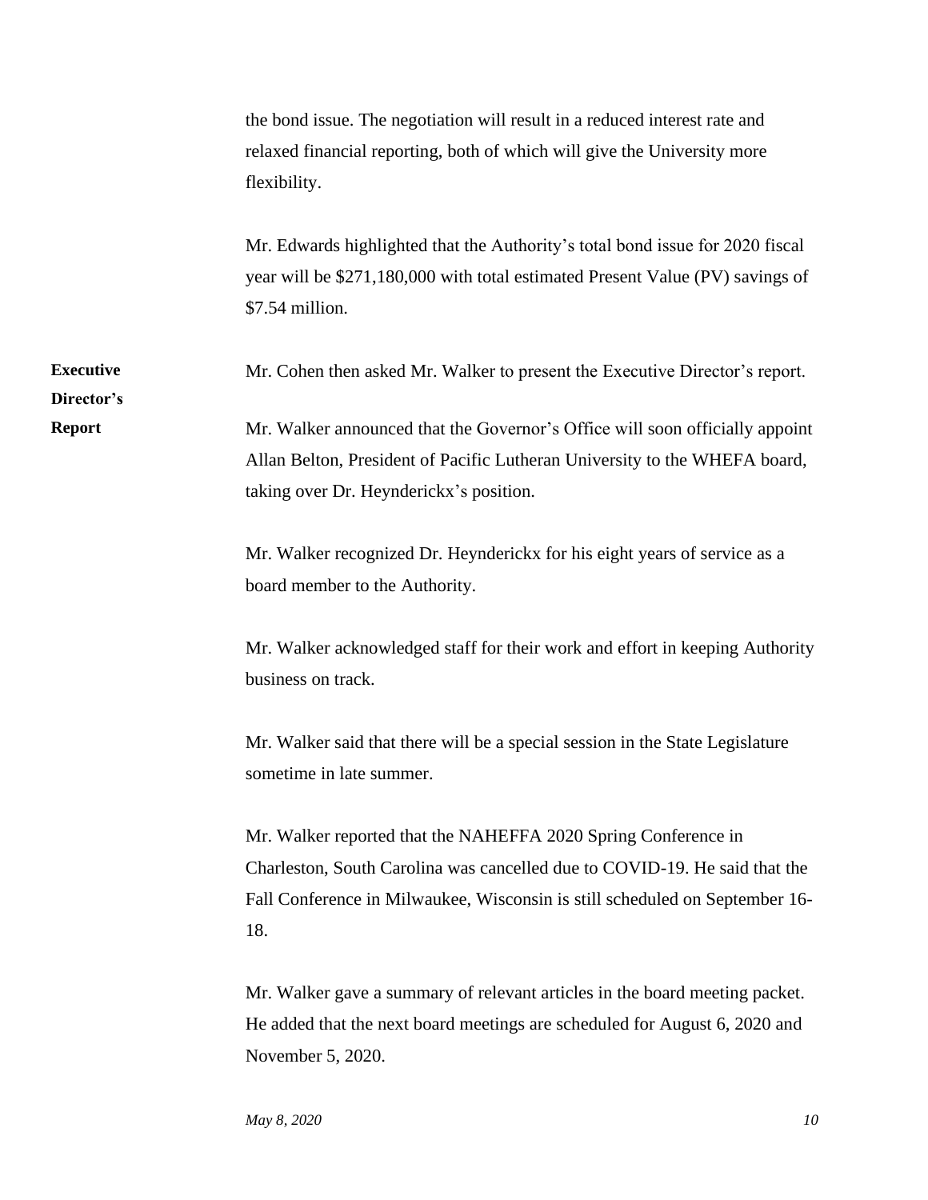the bond issue. The negotiation will result in a reduced interest rate and relaxed financial reporting, both of which will give the University more flexibility.

Mr. Edwards highlighted that the Authority's total bond issue for 2020 fiscal year will be $271,180,000 with total estimated Present Value (PV) savings of $7.54 million.

**Executive Director's Report**

Mr. Cohen then asked Mr. Walker to present the Executive Director's report.

Mr. Walker announced that the Governor's Office will soon officially appoint Allan Belton, President of Pacific Lutheran University to the WHEFA board, taking over Dr. Heynderickx's position.

Mr. Walker recognized Dr. Heynderickx for his eight years of service as a board member to the Authority.

Mr. Walker acknowledged staff for their work and effort in keeping Authority business on track.

Mr. Walker said that there will be a special session in the State Legislature sometime in late summer.

Mr. Walker reported that the NAHEFFA 2020 Spring Conference in Charleston, South Carolina was cancelled due to COVID-19. He said that the Fall Conference in Milwaukee, Wisconsin is still scheduled on September 16-18.

Mr. Walker gave a summary of relevant articles in the board meeting packet. He added that the next board meetings are scheduled for August 6, 2020 and November 5, 2020.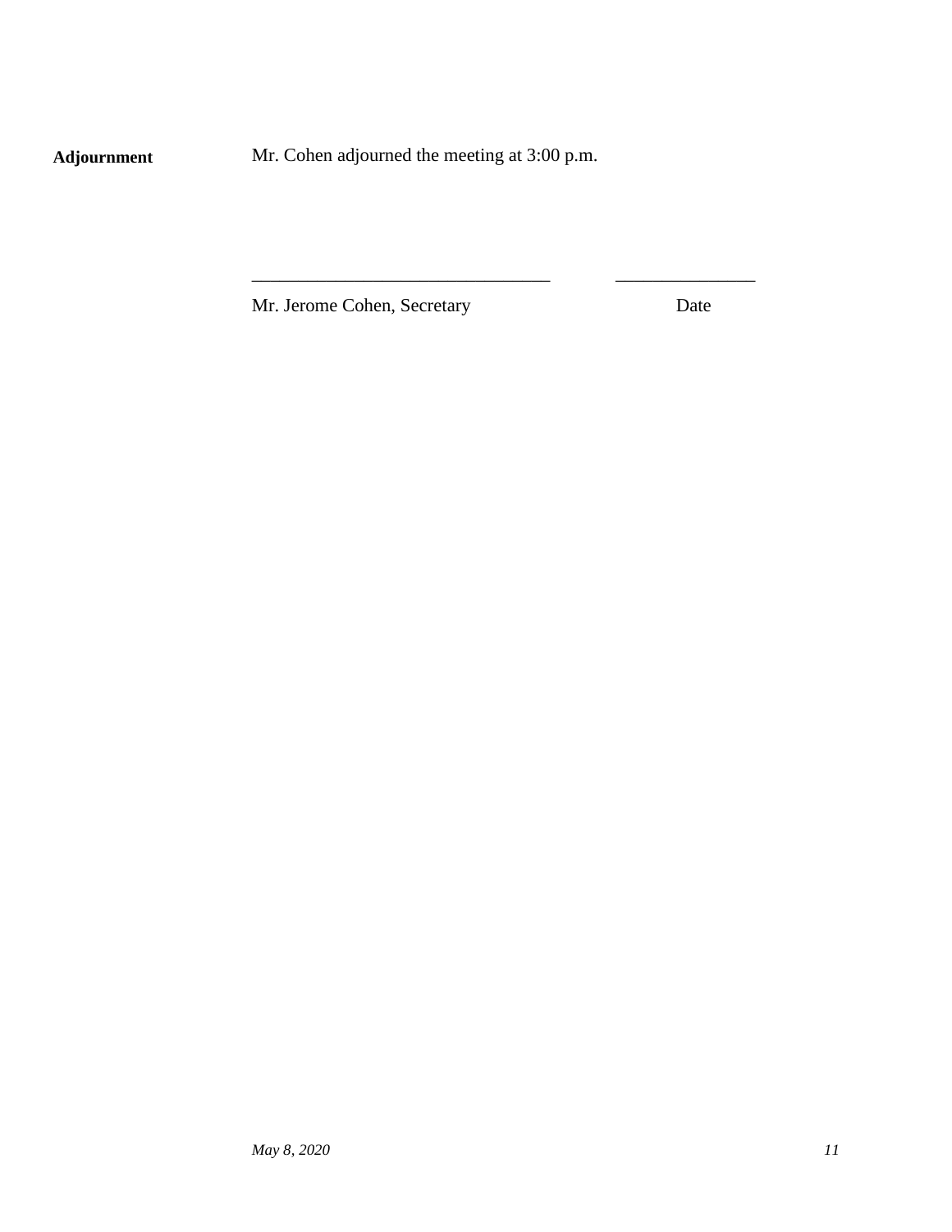**Adjournment** Mr. Cohen adjourned the meeting at 3:00 p.m.

________________________________ _______________

Mr. Jerome Cohen, Secretary Date